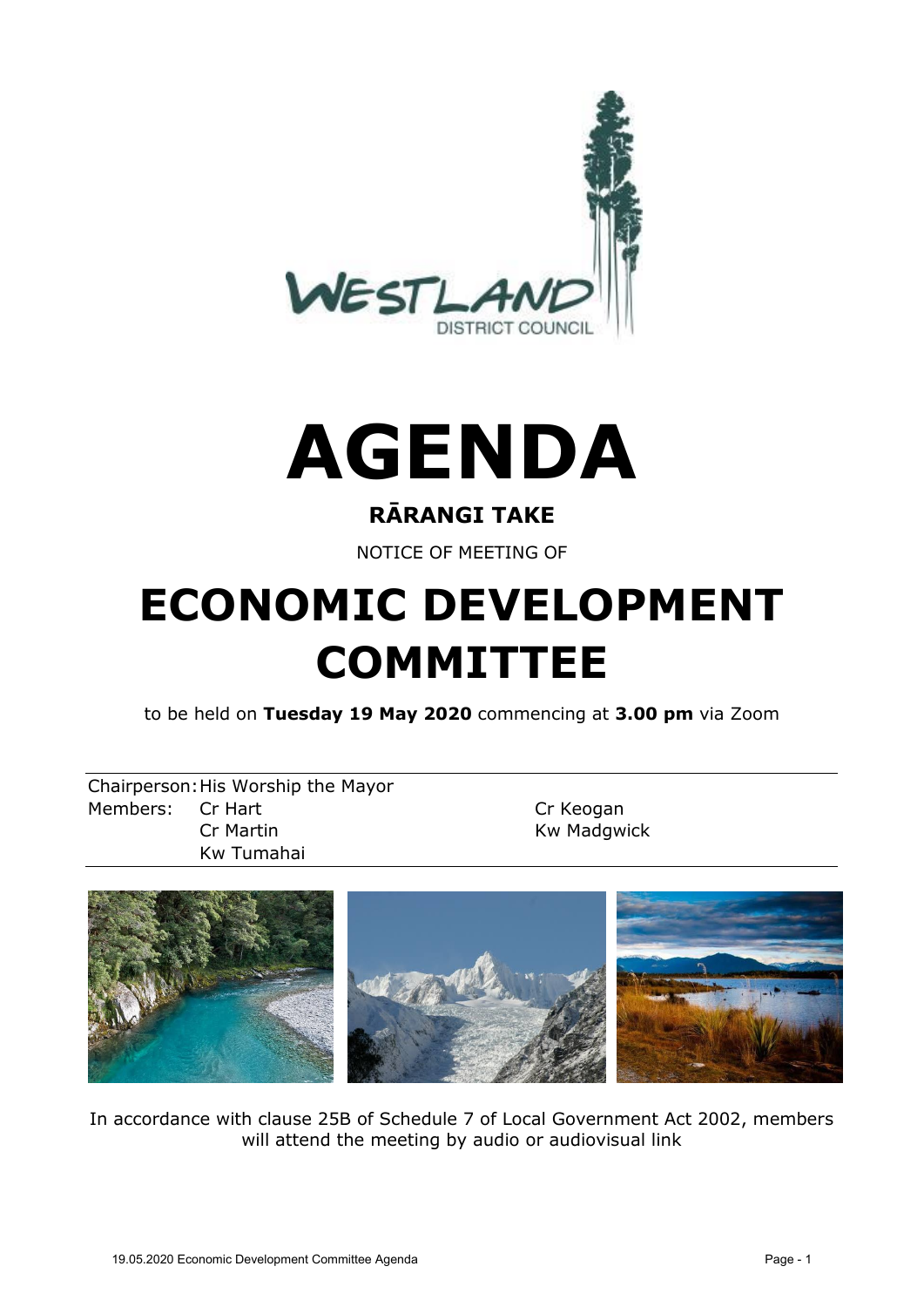WESTLAND DISTRICT COUNCIL

# AGENDA

## RĀRANGI TAKE

NOTICE OF MEETING OF

# ECONOMIC DEVELOPMENT COMMITTEE

to be held on **Tuesday 19 May 2020** commencing at **3.00 pm** via Zoom

Chairperson: His Worship the Mayor

Members:
- Cr Hart
- Cr Keogan
- Cr Martin
- Kw Madgwick
- Kw Tumahai

In accordance with clause 25B of Schedule 7 of Local Government Act 2002, members will attend the meeting by audio or audiovisual link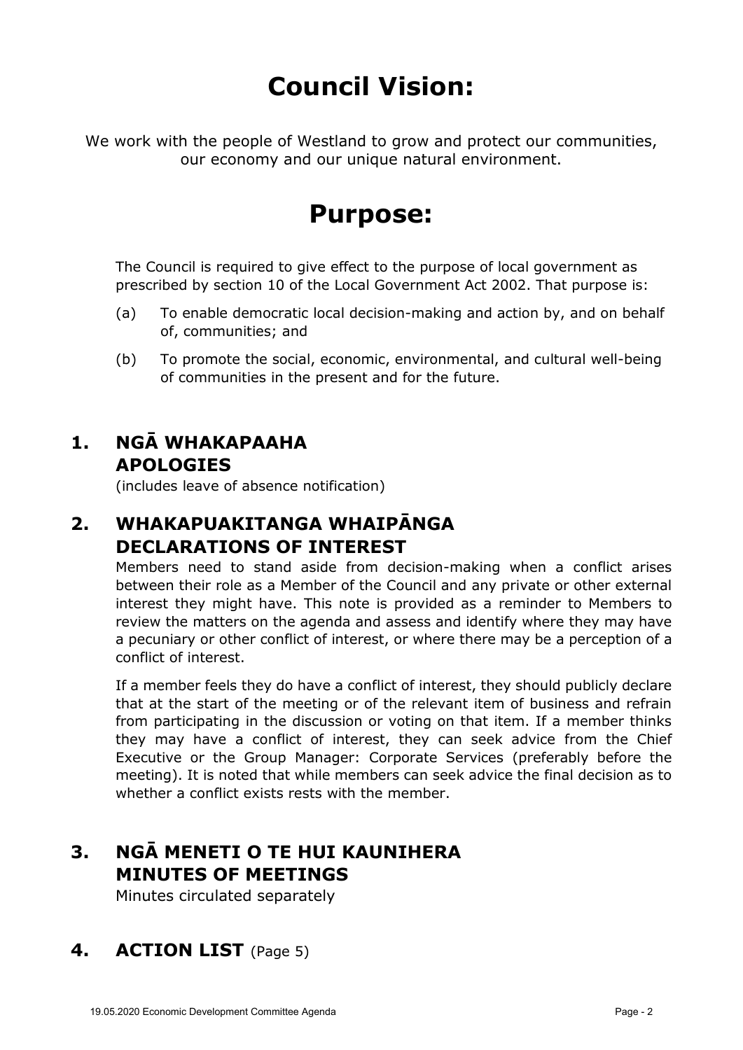# Council Vision:

We work with the people of Westland to grow and protect our communities, our economy and our unique natural environment.

# Purpose:

The Council is required to give effect to the purpose of local government as prescribed by section 10 of the Local Government Act 2002. That purpose is:

(a) To enable democratic local decision-making and action by, and on behalf of, communities; and

(b) To promote the social, economic, environmental, and cultural well-being of communities in the present and for the future.

## 1. NGĀ WHAKAPAAHA APOLOGIES

(includes leave of absence notification)

## 2. WHAKAPUAKITANGA WHAIPĀNGA DECLARATIONS OF INTEREST

Members need to stand aside from decision-making when a conflict arises between their role as a Member of the Council and any private or other external interest they might have. This note is provided as a reminder to Members to review the matters on the agenda and assess and identify where they may have a pecuniary or other conflict of interest, or where there may be a perception of a conflict of interest.

If a member feels they do have a conflict of interest, they should publicly declare that at the start of the meeting or of the relevant item of business and refrain from participating in the discussion or voting on that item. If a member thinks they may have a conflict of interest, they can seek advice from the Chief Executive or the Group Manager: Corporate Services (preferably before the meeting). It is noted that while members can seek advice the final decision as to whether a conflict exists rests with the member.

## 3. NGĀ MENETI O TE HUI KAUNIHERA MINUTES OF MEETINGS

Minutes circulated separately

## 4. ACTION LIST (Page 5)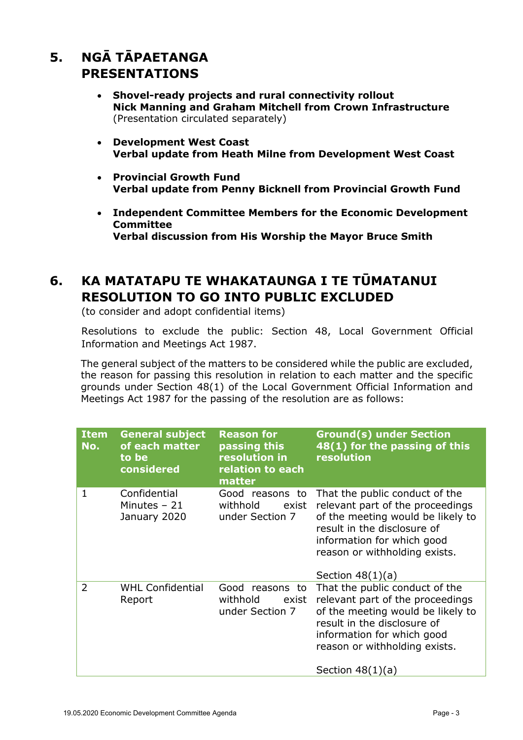## 5. NGĀ TĀPAETANGA PRESENTATIONS

- **Shovel-ready projects and rural connectivity rollout**
  **Nick Manning and Graham Mitchell from Crown Infrastructure**
  (Presentation circulated separately)

- **Development West Coast**
  **Verbal update from Heath Milne from Development West Coast**

- **Provincial Growth Fund**
  **Verbal update from Penny Bicknell from Provincial Growth Fund**

- **Independent Committee Members for the Economic Development Committee**
  **Verbal discussion from His Worship the Mayor Bruce Smith**

## 6. KA MATATAPU TE WHAKATAUNGA I TE TŪMATANUI RESOLUTION TO GO INTO PUBLIC EXCLUDED

(to consider and adopt confidential items)

Resolutions to exclude the public: Section 48, Local Government Official Information and Meetings Act 1987.

The general subject of the matters to be considered while the public are excluded, the reason for passing this resolution in relation to each matter and the specific grounds under Section 48(1) of the Local Government Official Information and Meetings Act 1987 for the passing of the resolution are as follows:

| Item No. | General subject of each matter to be considered | Reason for passing this resolution in relation to each matter | Ground(s) under Section 48(1) for the passing of this resolution |
|---|---|---|---|
| 1 | Confidential Minutes – 21 January 2020 | Good reasons to withhold exist under Section 7 | That the public conduct of the relevant part of the proceedings of the meeting would be likely to result in the disclosure of information for which good reason or withholding exists.<br><br>Section 48(1)(a) |
| 2 | WHL Confidential Report | Good reasons to withhold exist under Section 7 | That the public conduct of the relevant part of the proceedings of the meeting would be likely to result in the disclosure of information for which good reason or withholding exists.<br><br>Section 48(1)(a) |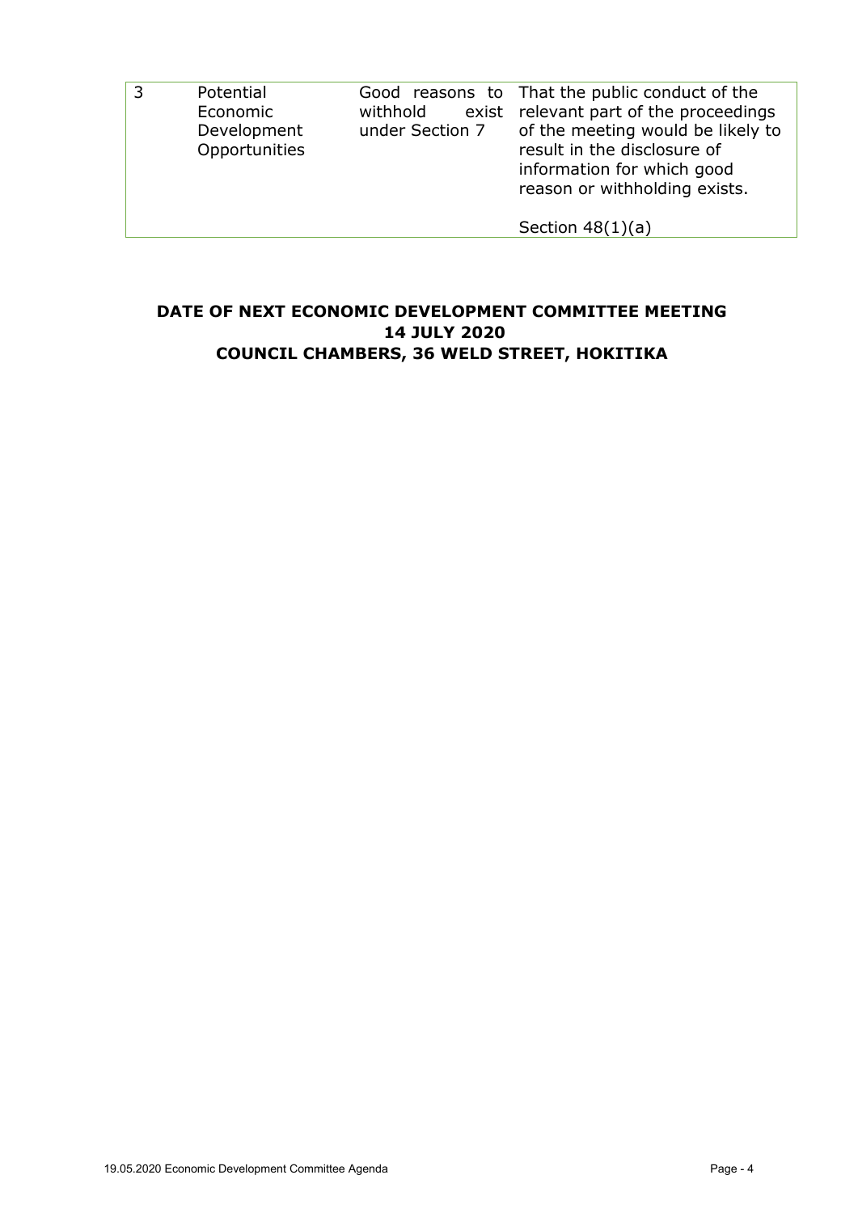| 3 | Potential Economic Development Opportunities | Good reasons to withhold exist under Section 7 | That the public conduct of the relevant part of the proceedings of the meeting would be likely to result in the disclosure of information for which good reason or withholding exists.<br><br>Section 48(1)(a) |
|---|---|---|---|

**DATE OF NEXT ECONOMIC DEVELOPMENT COMMITTEE MEETING**
**14 JULY 2020**
**COUNCIL CHAMBERS, 36 WELD STREET, HOKITIKA**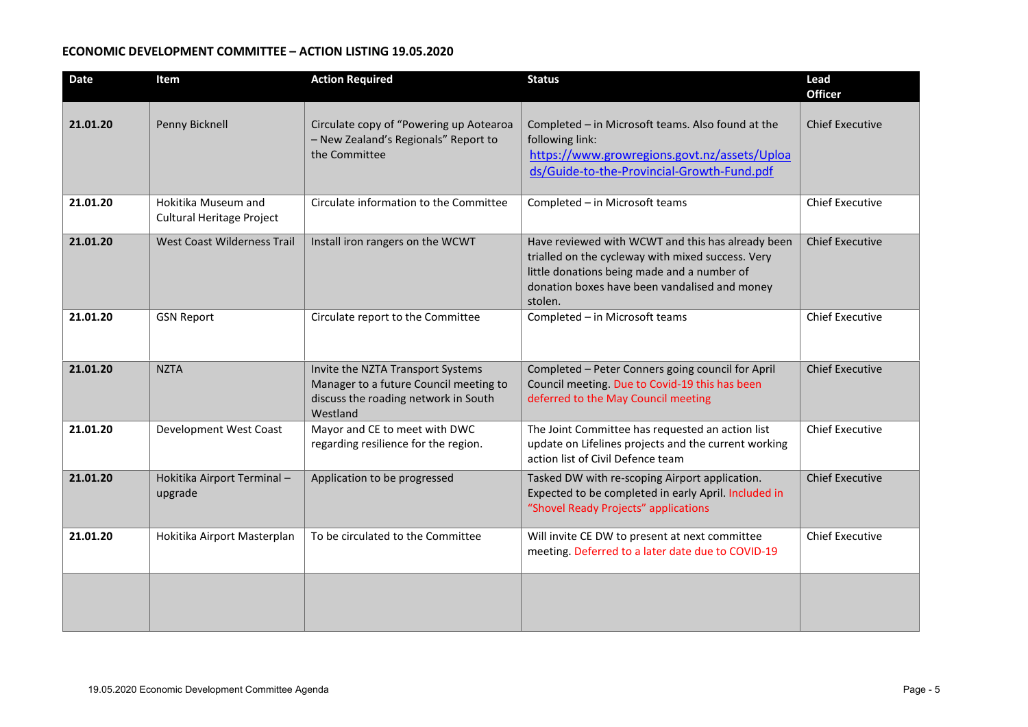## ECONOMIC DEVELOPMENT COMMITTEE – ACTION LISTING 19.05.2020

| Date | Item | Action Required | Status | Lead Officer |
|---|---|---|---|---|
| **21.01.20** | Penny Bicknell | Circulate copy of "Powering up Aotearoa – New Zealand's Regionals" Report to the Committee | Completed – in Microsoft teams. Also found at the following link: https://www.growregions.govt.nz/assets/Uploads/Guide-to-the-Provincial-Growth-Fund.pdf | Chief Executive |
| **21.01.20** | Hokitika Museum and Cultural Heritage Project | Circulate information to the Committee | Completed – in Microsoft teams | Chief Executive |
| **21.01.20** | West Coast Wilderness Trail | Install iron rangers on the WCWT | Have reviewed with WCWT and this has already been trialled on the cycleway with mixed success. Very little donations being made and a number of donation boxes have been vandalised and money stolen. | Chief Executive |
| **21.01.20** | GSN Report | Circulate report to the Committee | Completed – in Microsoft teams | Chief Executive |
| **21.01.20** | NZTA | Invite the NZTA Transport Systems Manager to a future Council meeting to discuss the roading network in South Westland | Completed – Peter Conners going council for April Council meeting. Due to Covid-19 this has been deferred to the May Council meeting | Chief Executive |
| **21.01.20** | Development West Coast | Mayor and CE to meet with DWC regarding resilience for the region. | The Joint Committee has requested an action list update on Lifelines projects and the current working action list of Civil Defence team | Chief Executive |
| **21.01.20** | Hokitika Airport Terminal – upgrade | Application to be progressed | Tasked DW with re-scoping Airport application. Expected to be completed in early April. Included in "Shovel Ready Projects" applications | Chief Executive |
| **21.01.20** | Hokitika Airport Masterplan | To be circulated to the Committee | Will invite CE DW to present at next committee meeting. Deferred to a later date due to COVID-19 | Chief Executive |
| | | | | |